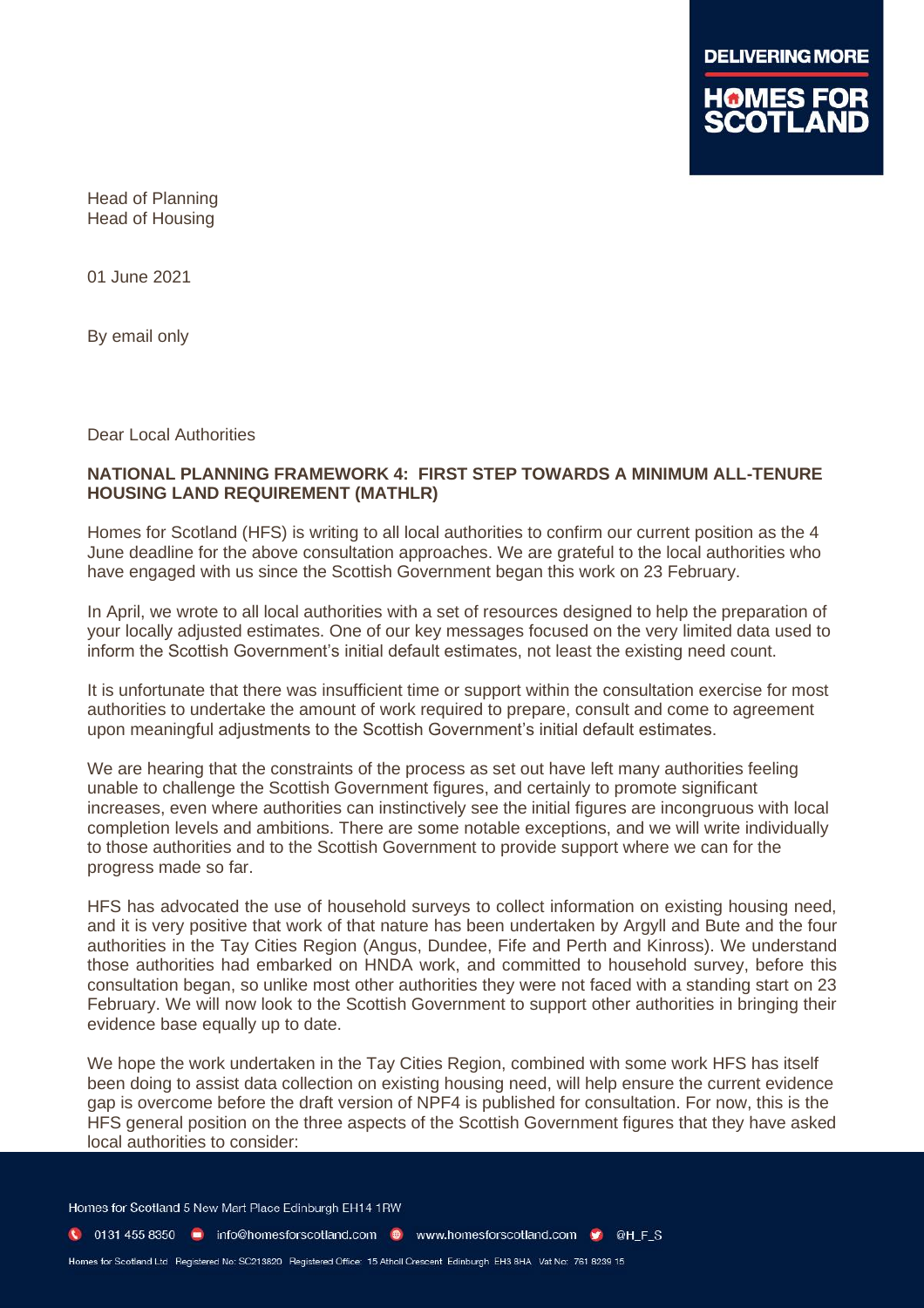Head of Planning
Head of Housing

01 June 2021

By email only

Dear Local Authorities

**NATIONAL PLANNING FRAMEWORK 4: FIRST STEP TOWARDS A MINIMUM ALL-TENURE HOUSING LAND REQUIREMENT (MATHLR)**

Homes for Scotland (HFS) is writing to all local authorities to confirm our current position as the 4 June deadline for the above consultation approaches. We are grateful to the local authorities who have engaged with us since the Scottish Government began this work on 23 February.

In April, we wrote to all local authorities with a set of resources designed to help the preparation of your locally adjusted estimates. One of our key messages focused on the very limited data used to inform the Scottish Government's initial default estimates, not least the existing need count.

It is unfortunate that there was insufficient time or support within the consultation exercise for most authorities to undertake the amount of work required to prepare, consult and come to agreement upon meaningful adjustments to the Scottish Government's initial default estimates.

We are hearing that the constraints of the process as set out have left many authorities feeling unable to challenge the Scottish Government figures, and certainly to promote significant increases, even where authorities can instinctively see the initial figures are incongruous with local completion levels and ambitions. There are some notable exceptions, and we will write individually to those authorities and to the Scottish Government to provide support where we can for the progress made so far.

HFS has advocated the use of household surveys to collect information on existing housing need, and it is very positive that work of that nature has been undertaken by Argyll and Bute and the four authorities in the Tay Cities Region (Angus, Dundee, Fife and Perth and Kinross). We understand those authorities had embarked on HNDA work, and committed to household survey, before this consultation began, so unlike most other authorities they were not faced with a standing start on 23 February. We will now look to the Scottish Government to support other authorities in bringing their evidence base equally up to date.

We hope the work undertaken in the Tay Cities Region, combined with some work HFS has itself been doing to assist data collection on existing housing need, will help ensure the current evidence gap is overcome before the draft version of NPF4 is published for consultation. For now, this is the HFS general position on the three aspects of the Scottish Government figures that they have asked local authorities to consider: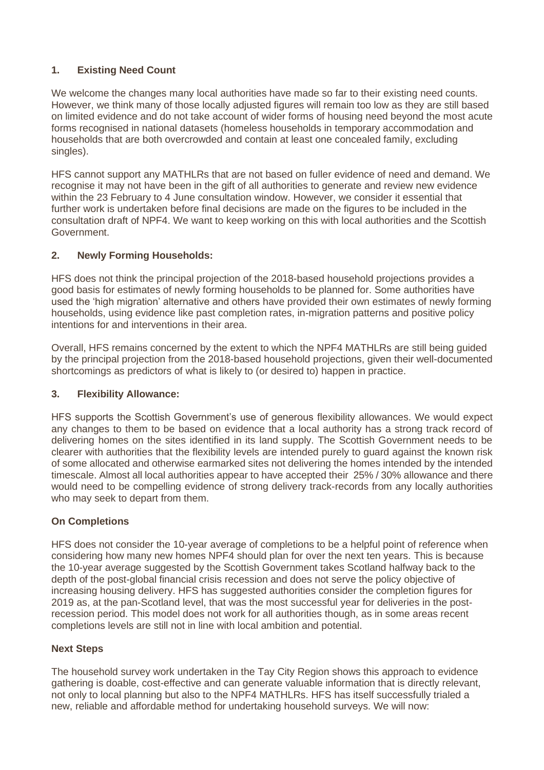## 1. Existing Need Count

We welcome the changes many local authorities have made so far to their existing need counts. However, we think many of those locally adjusted figures will remain too low as they are still based on limited evidence and do not take account of wider forms of housing need beyond the most acute forms recognised in national datasets (homeless households in temporary accommodation and households that are both overcrowded and contain at least one concealed family, excluding singles).

HFS cannot support any MATHLRs that are not based on fuller evidence of need and demand. We recognise it may not have been in the gift of all authorities to generate and review new evidence within the 23 February to 4 June consultation window. However, we consider it essential that further work is undertaken before final decisions are made on the figures to be included in the consultation draft of NPF4. We want to keep working on this with local authorities and the Scottish Government.

## 2. Newly Forming Households:

HFS does not think the principal projection of the 2018-based household projections provides a good basis for estimates of newly forming households to be planned for. Some authorities have used the 'high migration' alternative and others have provided their own estimates of newly forming households, using evidence like past completion rates, in-migration patterns and positive policy intentions for and interventions in their area.

Overall, HFS remains concerned by the extent to which the NPF4 MATHLRs are still being guided by the principal projection from the 2018-based household projections, given their well-documented shortcomings as predictors of what is likely to (or desired to) happen in practice.

## 3. Flexibility Allowance:

HFS supports the Scottish Government's use of generous flexibility allowances. We would expect any changes to them to be based on evidence that a local authority has a strong track record of delivering homes on the sites identified in its land supply. The Scottish Government needs to be clearer with authorities that the flexibility levels are intended purely to guard against the known risk of some allocated and otherwise earmarked sites not delivering the homes intended by the intended timescale. Almost all local authorities appear to have accepted their 25% / 30% allowance and there would need to be compelling evidence of strong delivery track-records from any locally authorities who may seek to depart from them.

## On Completions

HFS does not consider the 10-year average of completions to be a helpful point of reference when considering how many new homes NPF4 should plan for over the next ten years. This is because the 10-year average suggested by the Scottish Government takes Scotland halfway back to the depth of the post-global financial crisis recession and does not serve the policy objective of increasing housing delivery. HFS has suggested authorities consider the completion figures for 2019 as, at the pan-Scotland level, that was the most successful year for deliveries in the post-recession period. This model does not work for all authorities though, as in some areas recent completions levels are still not in line with local ambition and potential.

## Next Steps

The household survey work undertaken in the Tay City Region shows this approach to evidence gathering is doable, cost-effective and can generate valuable information that is directly relevant, not only to local planning but also to the NPF4 MATHLRs. HFS has itself successfully trialed a new, reliable and affordable method for undertaking household surveys. We will now: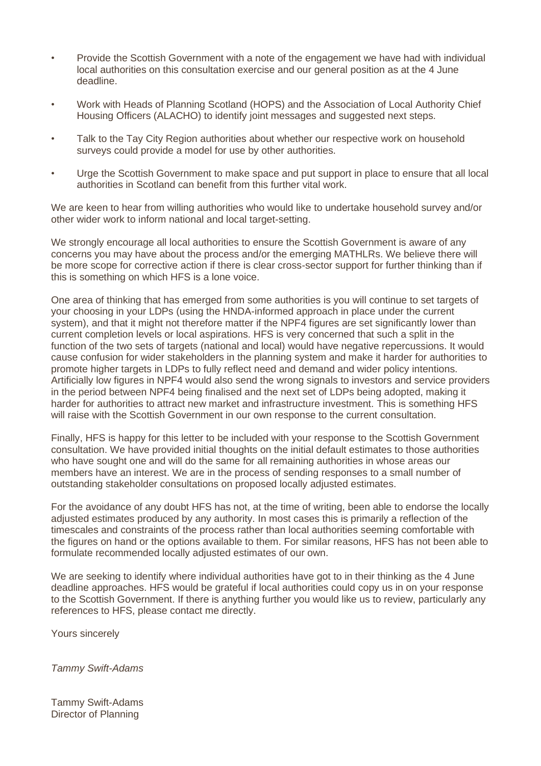- Provide the Scottish Government with a note of the engagement we have had with individual local authorities on this consultation exercise and our general position as at the 4 June deadline.
- Work with Heads of Planning Scotland (HOPS) and the Association of Local Authority Chief Housing Officers (ALACHO) to identify joint messages and suggested next steps.
- Talk to the Tay City Region authorities about whether our respective work on household surveys could provide a model for use by other authorities.
- Urge the Scottish Government to make space and put support in place to ensure that all local authorities in Scotland can benefit from this further vital work.

We are keen to hear from willing authorities who would like to undertake household survey and/or other wider work to inform national and local target-setting.

We strongly encourage all local authorities to ensure the Scottish Government is aware of any concerns you may have about the process and/or the emerging MATHLRs. We believe there will be more scope for corrective action if there is clear cross-sector support for further thinking than if this is something on which HFS is a lone voice.

One area of thinking that has emerged from some authorities is you will continue to set targets of your choosing in your LDPs (using the HNDA-informed approach in place under the current system), and that it might not therefore matter if the NPF4 figures are set significantly lower than current completion levels or local aspirations. HFS is very concerned that such a split in the function of the two sets of targets (national and local) would have negative repercussions. It would cause confusion for wider stakeholders in the planning system and make it harder for authorities to promote higher targets in LDPs to fully reflect need and demand and wider policy intentions. Artificially low figures in NPF4 would also send the wrong signals to investors and service providers in the period between NPF4 being finalised and the next set of LDPs being adopted, making it harder for authorities to attract new market and infrastructure investment. This is something HFS will raise with the Scottish Government in our own response to the current consultation.

Finally, HFS is happy for this letter to be included with your response to the Scottish Government consultation. We have provided initial thoughts on the initial default estimates to those authorities who have sought one and will do the same for all remaining authorities in whose areas our members have an interest. We are in the process of sending responses to a small number of outstanding stakeholder consultations on proposed locally adjusted estimates.

For the avoidance of any doubt HFS has not, at the time of writing, been able to endorse the locally adjusted estimates produced by any authority. In most cases this is primarily a reflection of the timescales and constraints of the process rather than local authorities seeming comfortable with the figures on hand or the options available to them. For similar reasons, HFS has not been able to formulate recommended locally adjusted estimates of our own.

We are seeking to identify where individual authorities have got to in their thinking as the 4 June deadline approaches. HFS would be grateful if local authorities could copy us in on your response to the Scottish Government. If there is anything further you would like us to review, particularly any references to HFS, please contact me directly.

Yours sincerely

*Tammy Swift-Adams*

Tammy Swift-Adams
Director of Planning